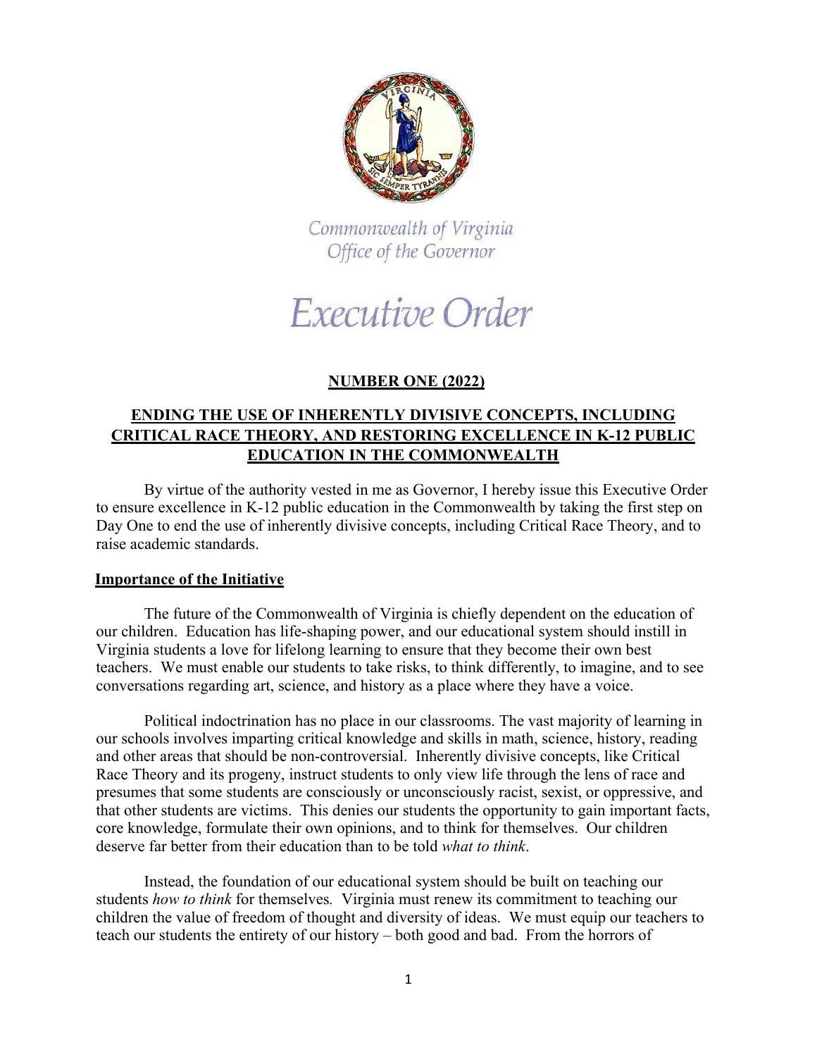Commonwealth of Virginia
Office of the Governor

# Executive Order

## NUMBER ONE (2022)

## ENDING THE USE OF INHERENTLY DIVISIVE CONCEPTS, INCLUDING CRITICAL RACE THEORY, AND RESTORING EXCELLENCE IN K-12 PUBLIC EDUCATION IN THE COMMONWEALTH

By virtue of the authority vested in me as Governor, I hereby issue this Executive Order to ensure excellence in K-12 public education in the Commonwealth by taking the first step on Day One to end the use of inherently divisive concepts, including Critical Race Theory, and to raise academic standards.

### Importance of the Initiative

The future of the Commonwealth of Virginia is chiefly dependent on the education of our children. Education has life-shaping power, and our educational system should instill in Virginia students a love for lifelong learning to ensure that they become their own best teachers. We must enable our students to take risks, to think differently, to imagine, and to see conversations regarding art, science, and history as a place where they have a voice.

Political indoctrination has no place in our classrooms. The vast majority of learning in our schools involves imparting critical knowledge and skills in math, science, history, reading and other areas that should be non-controversial. Inherently divisive concepts, like Critical Race Theory and its progeny, instruct students to only view life through the lens of race and presumes that some students are consciously or unconsciously racist, sexist, or oppressive, and that other students are victims. This denies our students the opportunity to gain important facts, core knowledge, formulate their own opinions, and to think for themselves. Our children deserve far better from their education than to be told *what to think*.

Instead, the foundation of our educational system should be built on teaching our students *how to think* for themselves. Virginia must renew its commitment to teaching our children the value of freedom of thought and diversity of ideas. We must equip our teachers to teach our students the entirety of our history – both good and bad. From the horrors of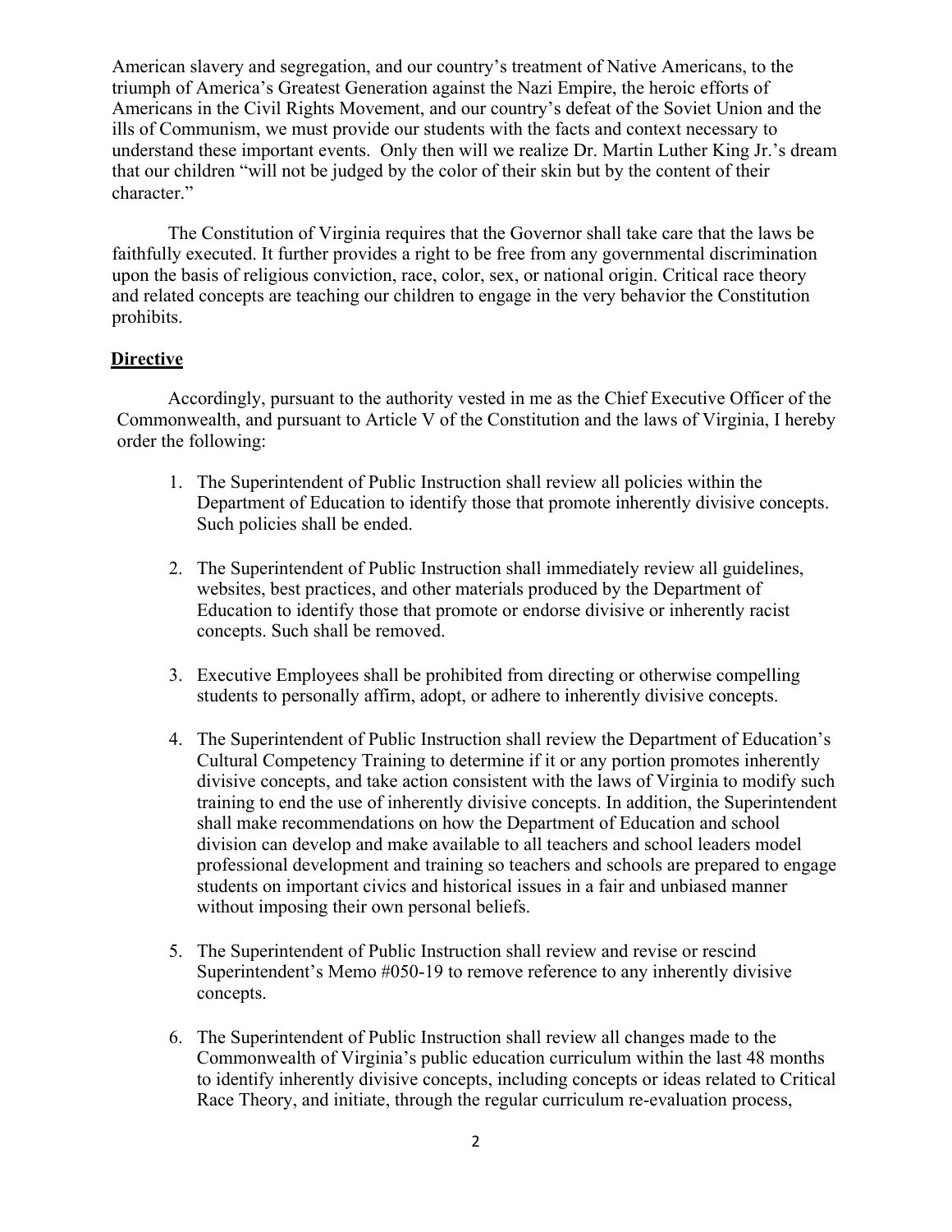American slavery and segregation, and our country's treatment of Native Americans, to the triumph of America's Greatest Generation against the Nazi Empire, the heroic efforts of Americans in the Civil Rights Movement, and our country's defeat of the Soviet Union and the ills of Communism, we must provide our students with the facts and context necessary to understand these important events. Only then will we realize Dr. Martin Luther King Jr.'s dream that our children "will not be judged by the color of their skin but by the content of their character."

The Constitution of Virginia requires that the Governor shall take care that the laws be faithfully executed. It further provides a right to be free from any governmental discrimination upon the basis of religious conviction, race, color, sex, or national origin. Critical race theory and related concepts are teaching our children to engage in the very behavior the Constitution prohibits.

## Directive

Accordingly, pursuant to the authority vested in me as the Chief Executive Officer of the Commonwealth, and pursuant to Article V of the Constitution and the laws of Virginia, I hereby order the following:

1. The Superintendent of Public Instruction shall review all policies within the Department of Education to identify those that promote inherently divisive concepts. Such policies shall be ended.

2. The Superintendent of Public Instruction shall immediately review all guidelines, websites, best practices, and other materials produced by the Department of Education to identify those that promote or endorse divisive or inherently racist concepts. Such shall be removed.

3. Executive Employees shall be prohibited from directing or otherwise compelling students to personally affirm, adopt, or adhere to inherently divisive concepts.

4. The Superintendent of Public Instruction shall review the Department of Education's Cultural Competency Training to determine if it or any portion promotes inherently divisive concepts, and take action consistent with the laws of Virginia to modify such training to end the use of inherently divisive concepts. In addition, the Superintendent shall make recommendations on how the Department of Education and school division can develop and make available to all teachers and school leaders model professional development and training so teachers and schools are prepared to engage students on important civics and historical issues in a fair and unbiased manner without imposing their own personal beliefs.

5. The Superintendent of Public Instruction shall review and revise or rescind Superintendent's Memo #050-19 to remove reference to any inherently divisive concepts.

6. The Superintendent of Public Instruction shall review all changes made to the Commonwealth of Virginia's public education curriculum within the last 48 months to identify inherently divisive concepts, including concepts or ideas related to Critical Race Theory, and initiate, through the regular curriculum re-evaluation process,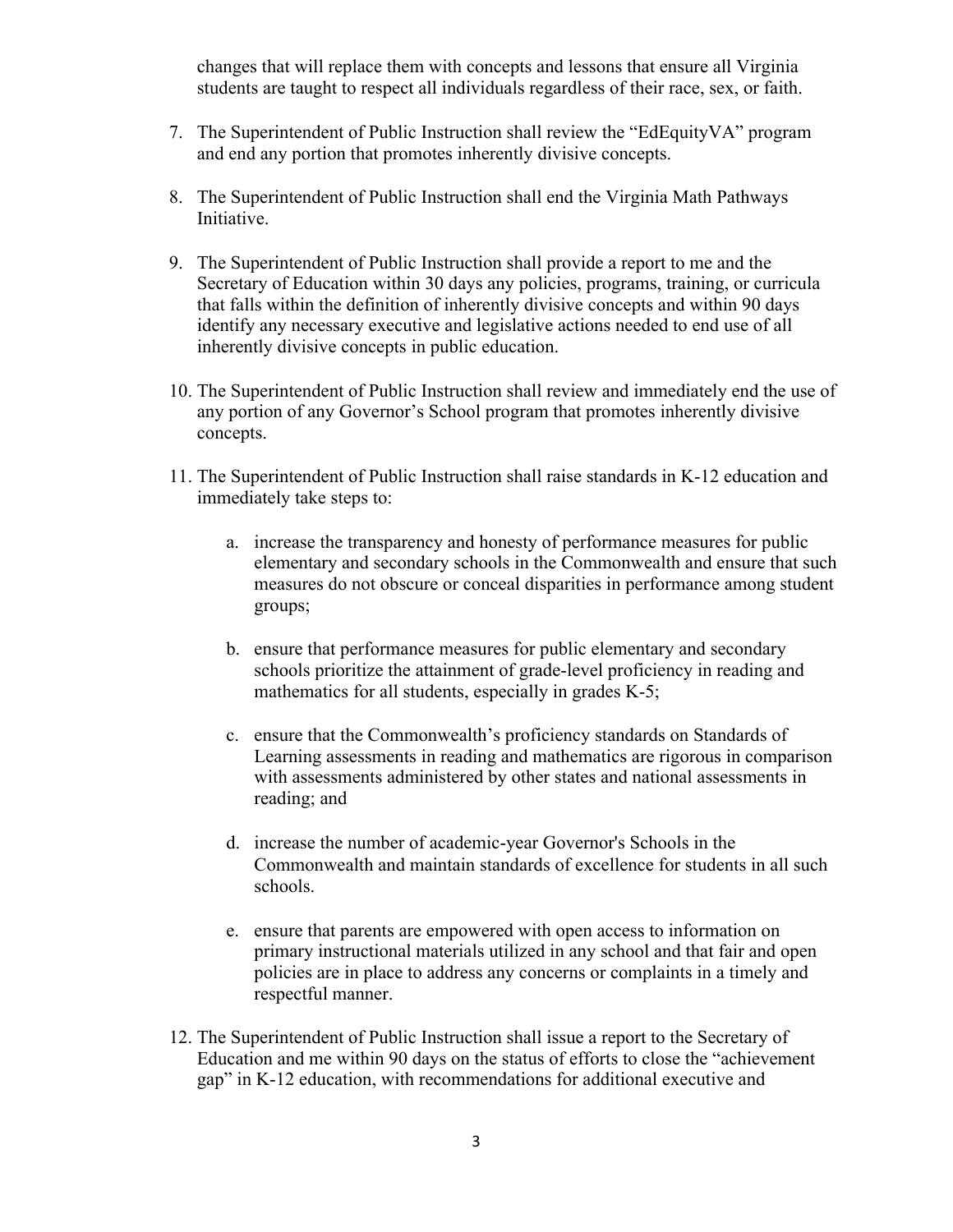changes that will replace them with concepts and lessons that ensure all Virginia students are taught to respect all individuals regardless of their race, sex, or faith.

7. The Superintendent of Public Instruction shall review the "EdEquityVA" program and end any portion that promotes inherently divisive concepts.

8. The Superintendent of Public Instruction shall end the Virginia Math Pathways Initiative.

9. The Superintendent of Public Instruction shall provide a report to me and the Secretary of Education within 30 days any policies, programs, training, or curricula that falls within the definition of inherently divisive concepts and within 90 days identify any necessary executive and legislative actions needed to end use of all inherently divisive concepts in public education.

10. The Superintendent of Public Instruction shall review and immediately end the use of any portion of any Governor's School program that promotes inherently divisive concepts.

11. The Superintendent of Public Instruction shall raise standards in K-12 education and immediately take steps to:

    a. increase the transparency and honesty of performance measures for public elementary and secondary schools in the Commonwealth and ensure that such measures do not obscure or conceal disparities in performance among student groups;

    b. ensure that performance measures for public elementary and secondary schools prioritize the attainment of grade-level proficiency in reading and mathematics for all students, especially in grades K-5;

    c. ensure that the Commonwealth's proficiency standards on Standards of Learning assessments in reading and mathematics are rigorous in comparison with assessments administered by other states and national assessments in reading; and

    d. increase the number of academic-year Governor's Schools in the Commonwealth and maintain standards of excellence for students in all such schools.

    e. ensure that parents are empowered with open access to information on primary instructional materials utilized in any school and that fair and open policies are in place to address any concerns or complaints in a timely and respectful manner.

12. The Superintendent of Public Instruction shall issue a report to the Secretary of Education and me within 90 days on the status of efforts to close the "achievement gap" in K-12 education, with recommendations for additional executive and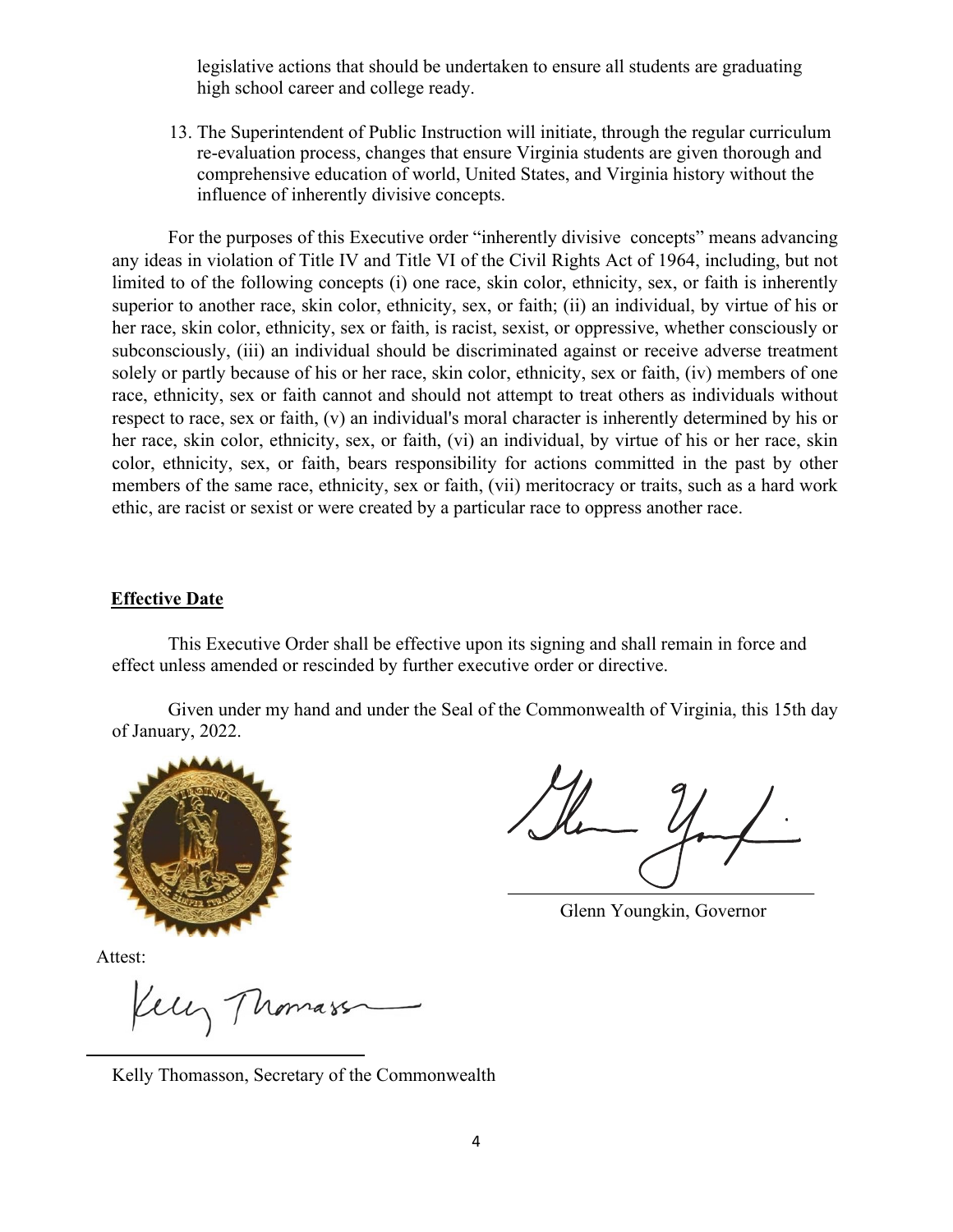legislative actions that should be undertaken to ensure all students are graduating high school career and college ready.

13. The Superintendent of Public Instruction will initiate, through the regular curriculum re-evaluation process, changes that ensure Virginia students are given thorough and comprehensive education of world, United States, and Virginia history without the influence of inherently divisive concepts.

For the purposes of this Executive order "inherently divisive concepts" means advancing any ideas in violation of Title IV and Title VI of the Civil Rights Act of 1964, including, but not limited to of the following concepts (i) one race, skin color, ethnicity, sex, or faith is inherently superior to another race, skin color, ethnicity, sex, or faith; (ii) an individual, by virtue of his or her race, skin color, ethnicity, sex or faith, is racist, sexist, or oppressive, whether consciously or subconsciously, (iii) an individual should be discriminated against or receive adverse treatment solely or partly because of his or her race, skin color, ethnicity, sex or faith, (iv) members of one race, ethnicity, sex or faith cannot and should not attempt to treat others as individuals without respect to race, sex or faith, (v) an individual's moral character is inherently determined by his or her race, skin color, ethnicity, sex, or faith, (vi) an individual, by virtue of his or her race, skin color, ethnicity, sex, or faith, bears responsibility for actions committed in the past by other members of the same race, ethnicity, sex or faith, (vii) meritocracy or traits, such as a hard work ethic, are racist or sexist or were created by a particular race to oppress another race.

## Effective Date

This Executive Order shall be effective upon its signing and shall remain in force and effect unless amended or rescinded by further executive order or directive.

Given under my hand and under the Seal of the Commonwealth of Virginia, this 15th day of January, 2022.

Glenn Youngkin, Governor

Attest:

Kelly Thomasson, Secretary of the Commonwealth